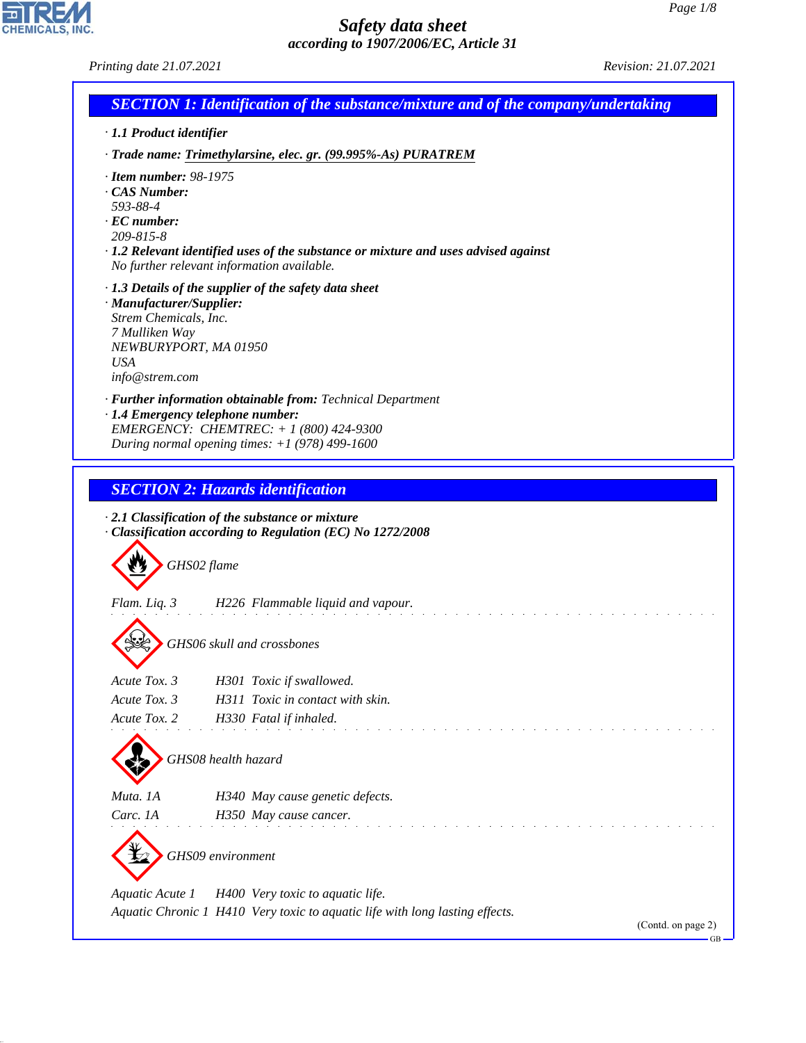# Safety data sheet

*according to 1907/2006/EC, Article 31*

*Printing date 21.07.2021* *Revision: 21.07.2021*

## SECTION 1: Identification of the substance/mixture and of the company/undertaking

· **1.1 Product identifier**

· **Trade name: Trimethylarsine, elec. gr. (99.995%-As) PURATREM**

· **Item number:** 98-1975
· **CAS Number:**
593-88-4
· **EC number:**
209-815-8
· **1.2 Relevant identified uses of the substance or mixture and uses advised against**
No further relevant information available.

· **1.3 Details of the supplier of the safety data sheet**
· **Manufacturer/Supplier:**
Strem Chemicals, Inc.
7 Mulliken Way
NEWBURYPORT, MA 01950
USA
info@strem.com

· **Further information obtainable from:** Technical Department
· **1.4 Emergency telephone number:**
EMERGENCY: CHEMTREC: + 1 (800) 424-9300
During normal opening times: +1 (978) 499-1600

## SECTION 2: Hazards identification

· **2.1 Classification of the substance or mixture**
· **Classification according to Regulation (EC) No 1272/2008**

GHS02 flame

Flam. Liq. 3 H226 Flammable liquid and vapour.

GHS06 skull and crossbones

Acute Tox. 3 H301 Toxic if swallowed.
Acute Tox. 3 H311 Toxic in contact with skin.
Acute Tox. 2 H330 Fatal if inhaled.

GHS08 health hazard

Muta. 1A H340 May cause genetic defects.
Carc. 1A H350 May cause cancer.

GHS09 environment

Aquatic Acute 1 H400 Very toxic to aquatic life.
Aquatic Chronic 1 H410 Very toxic to aquatic life with long lasting effects.

(Contd. on page 2)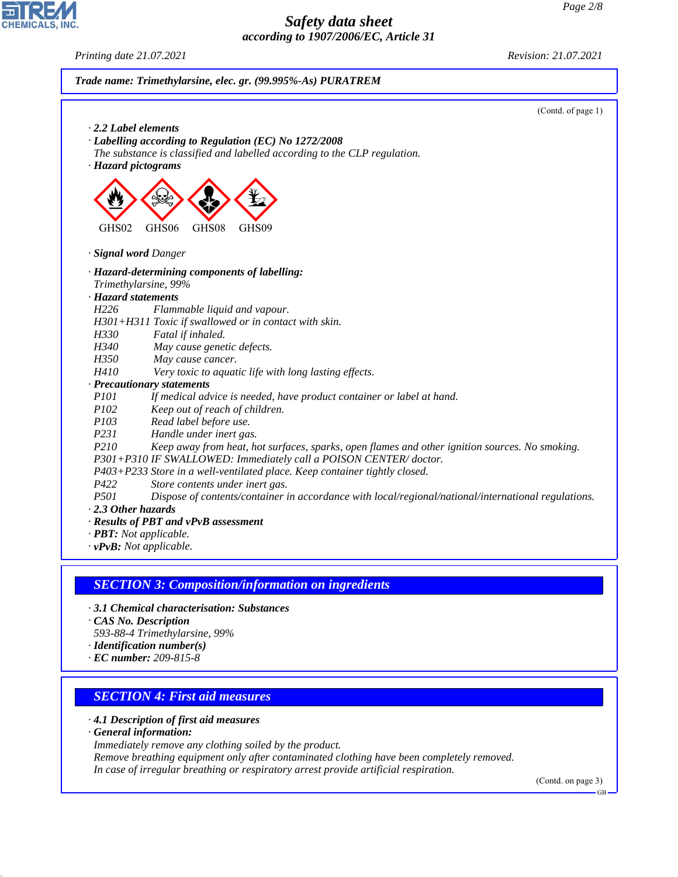*Trade name: Trimethylarsine, elec. gr. (99.995%-As) PURATREM*

(Contd. of page 1)

· **2.2 Label elements**
· **Labelling according to Regulation (EC) No 1272/2008**
The substance is classified and labelled according to the CLP regulation.
· **Hazard pictograms**

GHS02 GHS06 GHS08 GHS09

· **Signal word** Danger

· **Hazard-determining components of labelling:**
Trimethylarsine, 99%
· **Hazard statements**
H226 Flammable liquid and vapour.
H301+H311 Toxic if swallowed or in contact with skin.
H330 Fatal if inhaled.
H340 May cause genetic defects.
H350 May cause cancer.
H410 Very toxic to aquatic life with long lasting effects.
· **Precautionary statements**
P101 If medical advice is needed, have product container or label at hand.
P102 Keep out of reach of children.
P103 Read label before use.
P231 Handle under inert gas.
P210 Keep away from heat, hot surfaces, sparks, open flames and other ignition sources. No smoking.
P301+P310 IF SWALLOWED: Immediately call a POISON CENTER/ doctor.
P403+P233 Store in a well-ventilated place. Keep container tightly closed.
P422 Store contents under inert gas.
P501 Dispose of contents/container in accordance with local/regional/national/international regulations.
· **2.3 Other hazards**
· **Results of PBT and vPvB assessment**
· **PBT:** Not applicable.
· **vPvB:** Not applicable.

## SECTION 3: Composition/information on ingredients

· **3.1 Chemical characterisation: Substances**
· **CAS No. Description**
593-88-4 Trimethylarsine, 99%
· **Identification number(s)**
· **EC number:** 209-815-8

## SECTION 4: First aid measures

· **4.1 Description of first aid measures**
· **General information:**
Immediately remove any clothing soiled by the product.
Remove breathing equipment only after contaminated clothing have been completely removed.
In case of irregular breathing or respiratory arrest provide artificial respiration.

(Contd. on page 3)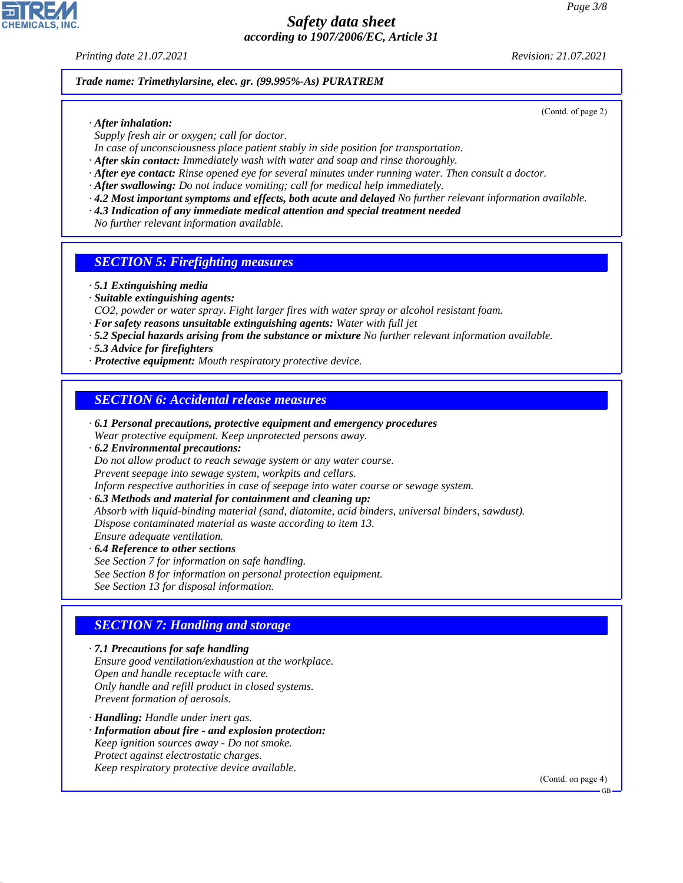Trade name: Trimethylarsine, elec. gr. (99.995%-As) PURATREM

(Contd. of page 2)

· **After inhalation:**
Supply fresh air or oxygen; call for doctor.
In case of unconsciousness place patient stably in side position for transportation.
· **After skin contact:** Immediately wash with water and soap and rinse thoroughly.
· **After eye contact:** Rinse opened eye for several minutes under running water. Then consult a doctor.
· **After swallowing:** Do not induce vomiting; call for medical help immediately.
· **4.2 Most important symptoms and effects, both acute and delayed** No further relevant information available.
· **4.3 Indication of any immediate medical attention and special treatment needed**
No further relevant information available.

## SECTION 5: Firefighting measures

· **5.1 Extinguishing media**
· **Suitable extinguishing agents:**
CO2, powder or water spray. Fight larger fires with water spray or alcohol resistant foam.
· **For safety reasons unsuitable extinguishing agents:** Water with full jet
· **5.2 Special hazards arising from the substance or mixture** No further relevant information available.
· **5.3 Advice for firefighters**
· **Protective equipment:** Mouth respiratory protective device.

## SECTION 6: Accidental release measures

· **6.1 Personal precautions, protective equipment and emergency procedures**
Wear protective equipment. Keep unprotected persons away.
· **6.2 Environmental precautions:**
Do not allow product to reach sewage system or any water course.
Prevent seepage into sewage system, workpits and cellars.
Inform respective authorities in case of seepage into water course or sewage system.
· **6.3 Methods and material for containment and cleaning up:**
Absorb with liquid-binding material (sand, diatomite, acid binders, universal binders, sawdust).
Dispose contaminated material as waste according to item 13.
Ensure adequate ventilation.
· **6.4 Reference to other sections**
See Section 7 for information on safe handling.
See Section 8 for information on personal protection equipment.
See Section 13 for disposal information.

## SECTION 7: Handling and storage

· **7.1 Precautions for safe handling**
Ensure good ventilation/exhaustion at the workplace.
Open and handle receptacle with care.
Only handle and refill product in closed systems.
Prevent formation of aerosols.

· **Handling:** Handle under inert gas.
· **Information about fire - and explosion protection:**
Keep ignition sources away - Do not smoke.
Protect against electrostatic charges.
Keep respiratory protective device available.

(Contd. on page 4)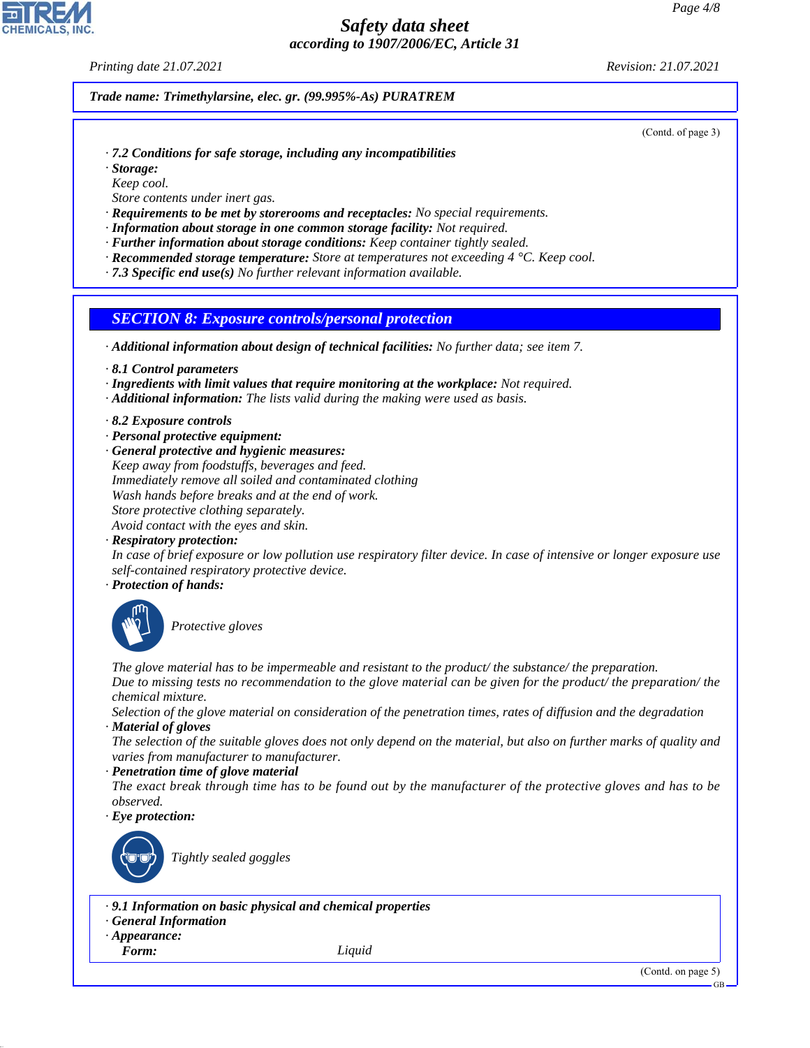*Trade name: Trimethylarsine, elec. gr. (99.995%-As) PURATREM*

(Contd. of page 3)

· **7.2 Conditions for safe storage, including any incompatibilities**
· **Storage:**
Keep cool.
Store contents under inert gas.
· **Requirements to be met by storerooms and receptacles:** No special requirements.
· **Information about storage in one common storage facility:** Not required.
· **Further information about storage conditions:** Keep container tightly sealed.
· **Recommended storage temperature:** Store at temperatures not exceeding 4 °C. Keep cool.
· **7.3 Specific end use(s)** No further relevant information available.

## SECTION 8: Exposure controls/personal protection

· **Additional information about design of technical facilities:** No further data; see item 7.

· **8.1 Control parameters**
· **Ingredients with limit values that require monitoring at the workplace:** Not required.
· **Additional information:** The lists valid during the making were used as basis.

· **8.2 Exposure controls**
· **Personal protective equipment:**
· **General protective and hygienic measures:**
Keep away from foodstuffs, beverages and feed.
Immediately remove all soiled and contaminated clothing
Wash hands before breaks and at the end of work.
Store protective clothing separately.
Avoid contact with the eyes and skin.
· **Respiratory protection:**
In case of brief exposure or low pollution use respiratory filter device. In case of intensive or longer exposure use self-contained respiratory protective device.
· **Protection of hands:**

Protective gloves

The glove material has to be impermeable and resistant to the product/ the substance/ the preparation.
Due to missing tests no recommendation to the glove material can be given for the product/ the preparation/ the chemical mixture.
Selection of the glove material on consideration of the penetration times, rates of diffusion and the degradation
· **Material of gloves**
The selection of the suitable gloves does not only depend on the material, but also on further marks of quality and varies from manufacturer to manufacturer.
· **Penetration time of glove material**
The exact break through time has to be found out by the manufacturer of the protective gloves and has to be observed.
· **Eye protection:**

Tightly sealed goggles

· **9.1 Information on basic physical and chemical properties**
· **General Information**
· **Appearance:**
**Form:** Liquid

(Contd. on page 5)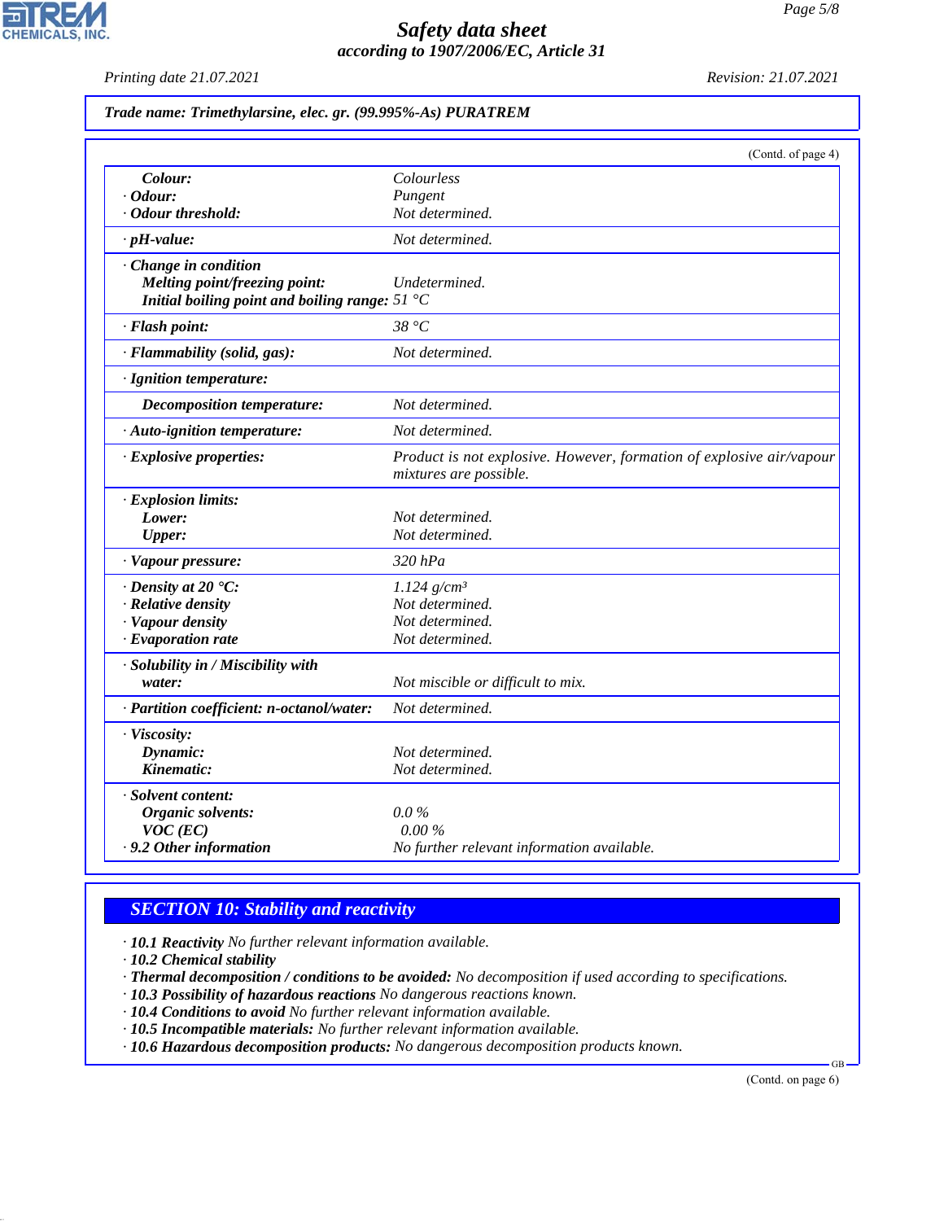**Trade name: Trimethylarsine, elec. gr. (99.995%-As) PURATREM**

(Contd. of page 4)

| | |
|---|---|
| **Colour:** | Colourless |
| · **Odour:** | Pungent |
| · **Odour threshold:** | Not determined. |
| · **pH-value:** | Not determined. |
| · **Change in condition** | |
| **Melting point/freezing point:** | Undetermined. |
| **Initial boiling point and boiling range:** | 51 °C |
| · **Flash point:** | 38 °C |
| · **Flammability (solid, gas):** | Not determined. |
| · **Ignition temperature:** | |
| **Decomposition temperature:** | Not determined. |
| · **Auto-ignition temperature:** | Not determined. |
| · **Explosive properties:** | Product is not explosive. However, formation of explosive air/vapour mixtures are possible. |
| · **Explosion limits:** | |
| **Lower:** | Not determined. |
| **Upper:** | Not determined. |
| · **Vapour pressure:** | 320 hPa |
| · **Density at 20 °C:** | 1.124 g/cm³ |
| · **Relative density** | Not determined. |
| · **Vapour density** | Not determined. |
| · **Evaporation rate** | Not determined. |
| · **Solubility in / Miscibility with water:** | Not miscible or difficult to mix. |
| · **Partition coefficient: n-octanol/water:** | Not determined. |
| · **Viscosity:** | |
| **Dynamic:** | Not determined. |
| **Kinematic:** | Not determined. |
| · **Solvent content:** | |
| **Organic solvents:** | 0.0 % |
| **VOC (EC)** | 0.00 % |
| · **9.2 Other information** | No further relevant information available. |

## SECTION 10: Stability and reactivity

· **10.1 Reactivity** No further relevant information available.
· **10.2 Chemical stability**
· **Thermal decomposition / conditions to be avoided:** No decomposition if used according to specifications.
· **10.3 Possibility of hazardous reactions** No dangerous reactions known.
· **10.4 Conditions to avoid** No further relevant information available.
· **10.5 Incompatible materials:** No further relevant information available.
· **10.6 Hazardous decomposition products:** No dangerous decomposition products known.

(Contd. on page 6)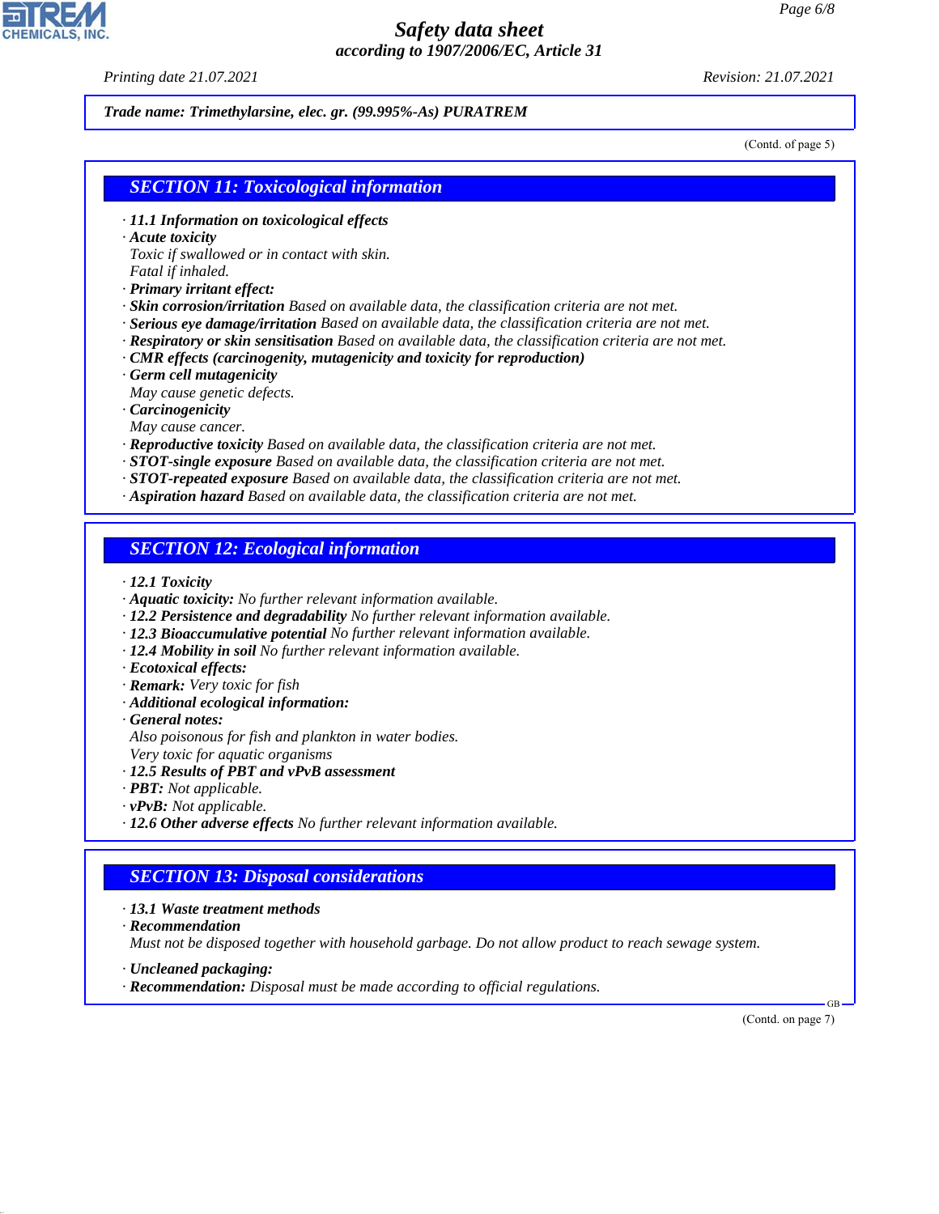**Trade name: Trimethylarsine, elec. gr. (99.995%-As) PURATREM**

(Contd. of page 5)

## SECTION 11: Toxicological information

- **11.1 Information on toxicological effects**
- **Acute toxicity**
  Toxic if swallowed or in contact with skin.
  Fatal if inhaled.
- **Primary irritant effect:**
- **Skin corrosion/irritation** Based on available data, the classification criteria are not met.
- **Serious eye damage/irritation** Based on available data, the classification criteria are not met.
- **Respiratory or skin sensitisation** Based on available data, the classification criteria are not met.
- **CMR effects (carcinogenity, mutagenicity and toxicity for reproduction)**
- **Germ cell mutagenicity**
  May cause genetic defects.
- **Carcinogenicity**
  May cause cancer.
- **Reproductive toxicity** Based on available data, the classification criteria are not met.
- **STOT-single exposure** Based on available data, the classification criteria are not met.
- **STOT-repeated exposure** Based on available data, the classification criteria are not met.
- **Aspiration hazard** Based on available data, the classification criteria are not met.

## SECTION 12: Ecological information

- **12.1 Toxicity**
- **Aquatic toxicity:** No further relevant information available.
- **12.2 Persistence and degradability** No further relevant information available.
- **12.3 Bioaccumulative potential** No further relevant information available.
- **12.4 Mobility in soil** No further relevant information available.
- **Ecotoxical effects:**
- **Remark:** Very toxic for fish
- **Additional ecological information:**
- **General notes:**
  Also poisonous for fish and plankton in water bodies.
  Very toxic for aquatic organisms
- **12.5 Results of PBT and vPvB assessment**
- **PBT:** Not applicable.
- **vPvB:** Not applicable.
- **12.6 Other adverse effects** No further relevant information available.

## SECTION 13: Disposal considerations

- **13.1 Waste treatment methods**
- **Recommendation**
  Must not be disposed together with household garbage. Do not allow product to reach sewage system.
- **Uncleaned packaging:**
- **Recommendation:** Disposal must be made according to official regulations.

(Contd. on page 7)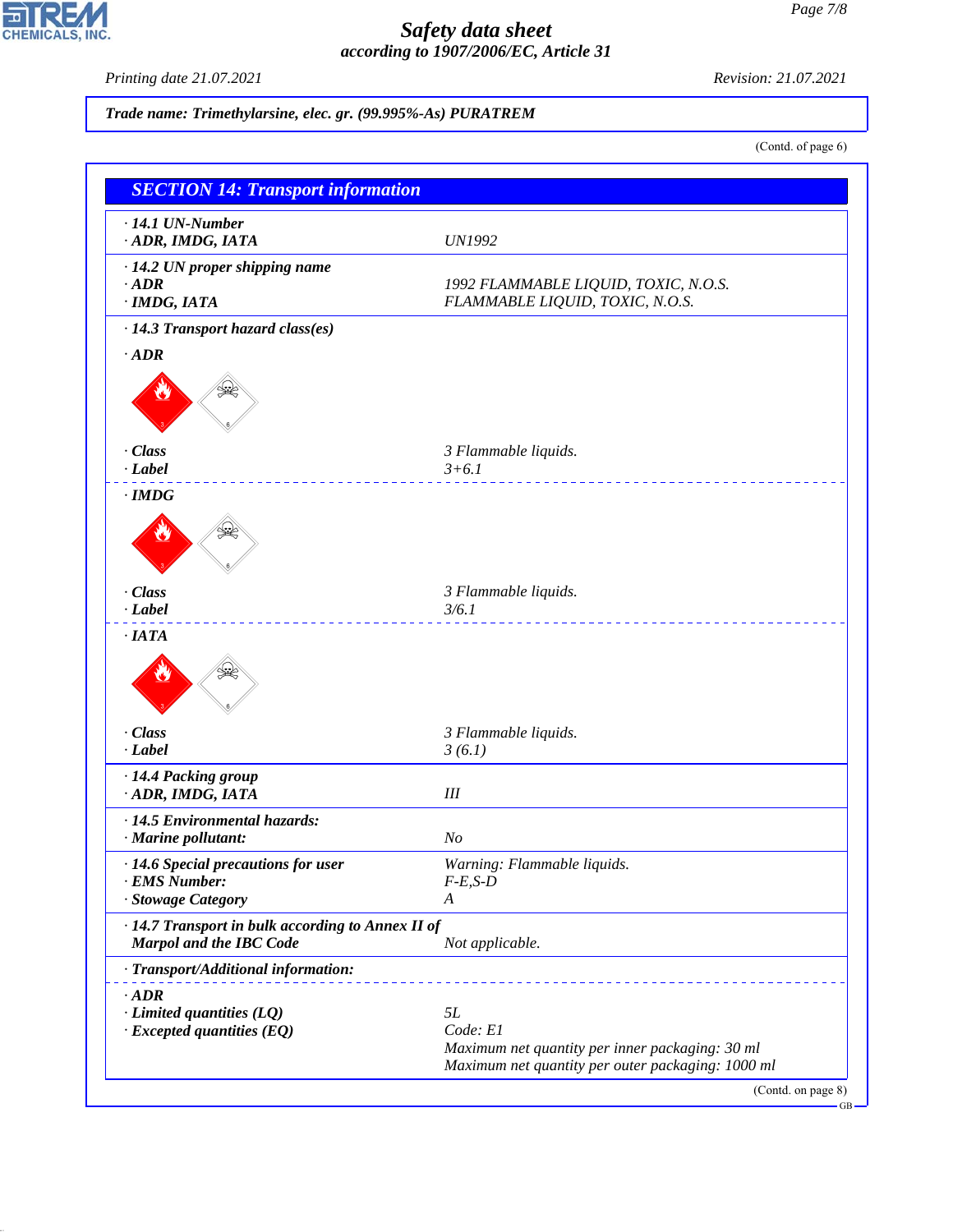Trade name: Trimethylarsine, elec. gr. (99.995%-As) PURATREM

(Contd. of page 6)

## SECTION 14: Transport information

| | |
|---|---|
| · **14.1 UN-Number** | |
| · **ADR, IMDG, IATA** | UN1992 |
| · **14.2 UN proper shipping name** | |
| · **ADR** | 1992 FLAMMABLE LIQUID, TOXIC, N.O.S. |
| · **IMDG, IATA** | FLAMMABLE LIQUID, TOXIC, N.O.S. |
| · **14.3 Transport hazard class(es)** | |
| · **ADR** | |
| · **Class** | 3 Flammable liquids. |
| · **Label** | 3+6.1 |
| · **IMDG** | |
| · **Class** | 3 Flammable liquids. |
| · **Label** | 3/6.1 |
| · **IATA** | |
| · **Class** | 3 Flammable liquids. |
| · **Label** | 3 (6.1) |
| · **14.4 Packing group** | |
| · **ADR, IMDG, IATA** | III |
| · **14.5 Environmental hazards:** | |
| · **Marine pollutant:** | No |
| · **14.6 Special precautions for user** | Warning: Flammable liquids. |
| · **EMS Number:** | F-E,S-D |
| · **Stowage Category** | A |
| · **14.7 Transport in bulk according to Annex II of Marpol and the IBC Code** | Not applicable. |
| · **Transport/Additional information:** | |
| · **ADR** | |
| · **Limited quantities (LQ)** | 5L |
| · **Excepted quantities (EQ)** | Code: E1<br>Maximum net quantity per inner packaging: 30 ml<br>Maximum net quantity per outer packaging: 1000 ml |

(Contd. on page 8)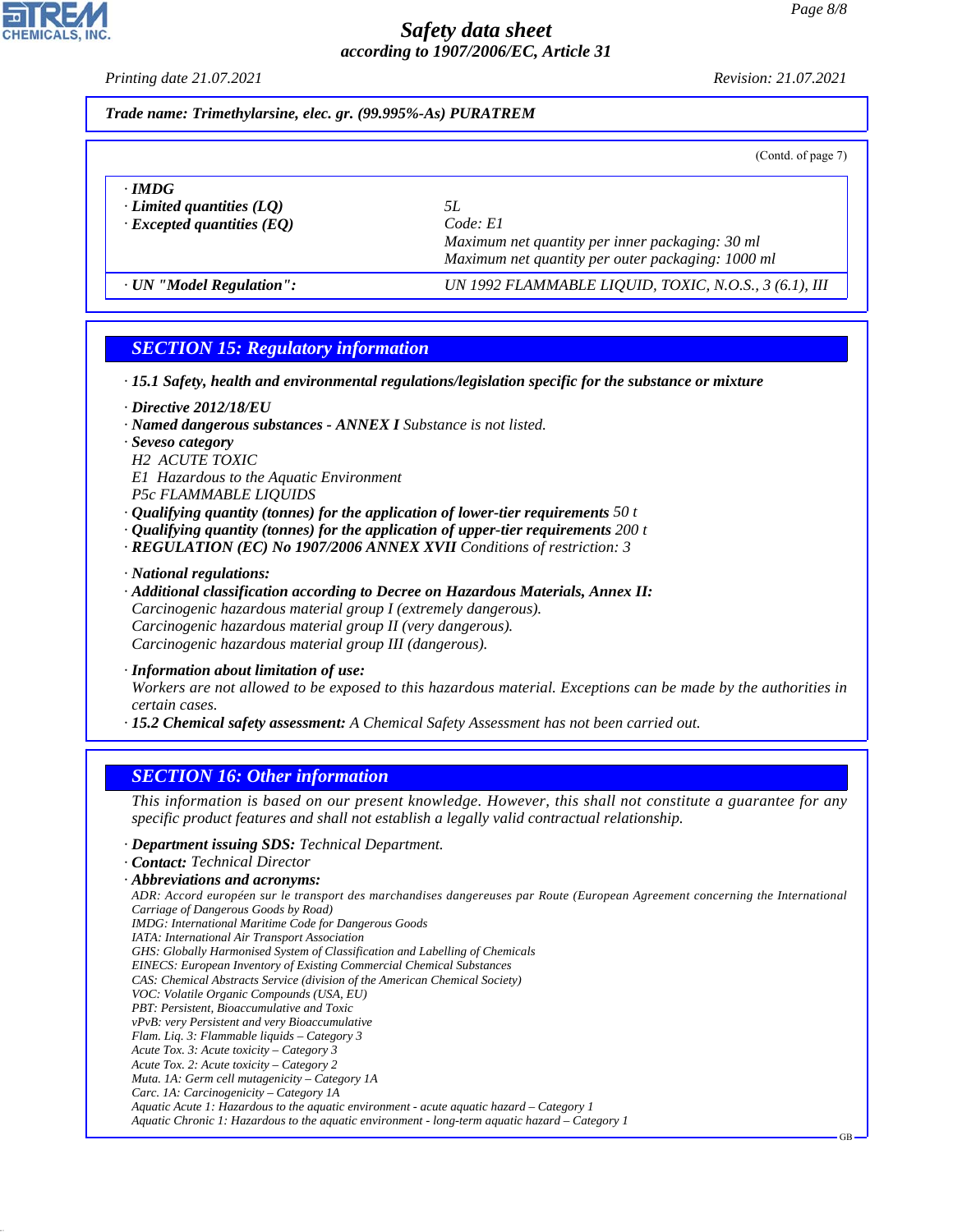(Contd. of page 7)

| | |
|---|---|
| · **IMDG** | |
| · **Limited quantities (LQ)** | 5L |
| · **Excepted quantities (EQ)** | Code: E1<br>Maximum net quantity per inner packaging: 30 ml<br>Maximum net quantity per outer packaging: 1000 ml |
| · **UN "Model Regulation":** | UN 1992 FLAMMABLE LIQUID, TOXIC, N.O.S., 3 (6.1), III |

## SECTION 15: Regulatory information

· **15.1 Safety, health and environmental regulations/legislation specific for the substance or mixture**

· **Directive 2012/18/EU**
· **Named dangerous substances - ANNEX I** Substance is not listed.
· **Seveso category**
H2 ACUTE TOXIC
E1 Hazardous to the Aquatic Environment
P5c FLAMMABLE LIQUIDS
· **Qualifying quantity (tonnes) for the application of lower-tier requirements** 50 t
· **Qualifying quantity (tonnes) for the application of upper-tier requirements** 200 t
· **REGULATION (EC) No 1907/2006 ANNEX XVII** Conditions of restriction: 3

· **National regulations:**
· **Additional classification according to Decree on Hazardous Materials, Annex II:**
Carcinogenic hazardous material group I (extremely dangerous).
Carcinogenic hazardous material group II (very dangerous).
Carcinogenic hazardous material group III (dangerous).

· **Information about limitation of use:**
Workers are not allowed to be exposed to this hazardous material. Exceptions can be made by the authorities in certain cases.
· **15.2 Chemical safety assessment:** A Chemical Safety Assessment has not been carried out.

## SECTION 16: Other information

This information is based on our present knowledge. However, this shall not constitute a guarantee for any specific product features and shall not establish a legally valid contractual relationship.

· **Department issuing SDS:** Technical Department.
· **Contact:** Technical Director
· **Abbreviations and acronyms:**
ADR: Accord européen sur le transport des marchandises dangereuses par Route (European Agreement concerning the International Carriage of Dangerous Goods by Road)
IMDG: International Maritime Code for Dangerous Goods
IATA: International Air Transport Association
GHS: Globally Harmonised System of Classification and Labelling of Chemicals
EINECS: European Inventory of Existing Commercial Chemical Substances
CAS: Chemical Abstracts Service (division of the American Chemical Society)
VOC: Volatile Organic Compounds (USA, EU)
PBT: Persistent, Bioaccumulative and Toxic
vPvB: very Persistent and very Bioaccumulative
Flam. Liq. 3: Flammable liquids – Category 3
Acute Tox. 3: Acute toxicity – Category 3
Acute Tox. 2: Acute toxicity – Category 2
Muta. 1A: Germ cell mutagenicity – Category 1A
Carc. 1A: Carcinogenicity – Category 1A
Aquatic Acute 1: Hazardous to the aquatic environment - acute aquatic hazard – Category 1
Aquatic Chronic 1: Hazardous to the aquatic environment - long-term aquatic hazard – Category 1